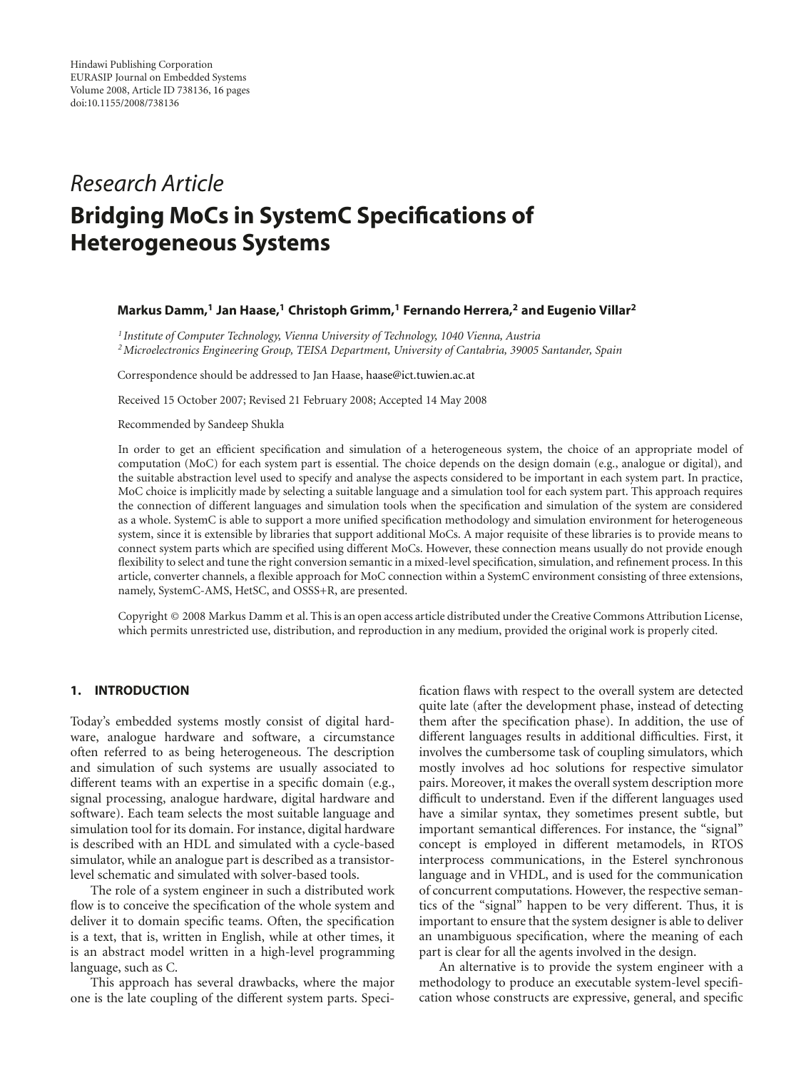Hindawi Publishing Corporation
EURASIP Journal on Embedded Systems
Volume 2008, Article ID 738136, 16 pages
doi:10.1155/2008/738136

*Research Article*

# Bridging MoCs in SystemC Specifications of Heterogeneous Systems

**Markus Damm,[1] Jan Haase,[1] Christoph Grimm,[1] Fernando Herrera,[2] and Eugenio Villar[2]**

[1] *Institute of Computer Technology, Vienna University of Technology, 1040 Vienna, Austria*
[2] *Microelectronics Engineering Group, TEISA Department, University of Cantabria, 39005 Santander, Spain*

Correspondence should be addressed to Jan Haase, haase@ict.tuwien.ac.at

Received 15 October 2007; Revised 21 February 2008; Accepted 14 May 2008

Recommended by Sandeep Shukla

In order to get an efficient specification and simulation of a heterogeneous system, the choice of an appropriate model of computation (MoC) for each system part is essential. The choice depends on the design domain (e.g., analogue or digital), and the suitable abstraction level used to specify and analyse the aspects considered to be important in each system part. In practice, MoC choice is implicitly made by selecting a suitable language and a simulation tool for each system part. This approach requires the connection of different languages and simulation tools when the specification and simulation of the system are considered as a whole. SystemC is able to support a more unified specification methodology and simulation environment for heterogeneous system, since it is extensible by libraries that support additional MoCs. A major requisite of these libraries is to provide means to connect system parts which are specified using different MoCs. However, these connection means usually do not provide enough flexibility to select and tune the right conversion semantic in a mixed-level specification, simulation, and refinement process. In this article, converter channels, a flexible approach for MoC connection within a SystemC environment consisting of three extensions, namely, SystemC-AMS, HetSC, and OSSS+R, are presented.

Copyright © 2008 Markus Damm et al. This is an open access article distributed under the Creative Commons Attribution License, which permits unrestricted use, distribution, and reproduction in any medium, provided the original work is properly cited.

## 1. INTRODUCTION

Today's embedded systems mostly consist of digital hardware, analogue hardware and software, a circumstance often referred to as being heterogeneous. The description and simulation of such systems are usually associated to different teams with an expertise in a specific domain (e.g., signal processing, analogue hardware, digital hardware and software). Each team selects the most suitable language and simulation tool for its domain. For instance, digital hardware is described with an HDL and simulated with a cycle-based simulator, while an analogue part is described as a transistor-level schematic and simulated with solver-based tools.

The role of a system engineer in such a distributed work flow is to conceive the specification of the whole system and deliver it to domain specific teams. Often, the specification is a text, that is, written in English, while at other times, it is an abstract model written in a high-level programming language, such as C.

This approach has several drawbacks, where the major one is the late coupling of the different system parts. Specification flaws with respect to the overall system are detected quite late (after the development phase, instead of detecting them after the specification phase). In addition, the use of different languages results in additional difficulties. First, it involves the cumbersome task of coupling simulators, which mostly involves ad hoc solutions for respective simulator pairs. Moreover, it makes the overall system description more difficult to understand. Even if the different languages used have a similar syntax, they sometimes present subtle, but important semantical differences. For instance, the "signal" concept is employed in different metamodels, in RTOS interprocess communications, in the Esterel synchronous language and in VHDL, and is used for the communication of concurrent computations. However, the respective semantics of the "signal" happen to be very different. Thus, it is important to ensure that the system designer is able to deliver an unambiguous specification, where the meaning of each part is clear for all the agents involved in the design.

An alternative is to provide the system engineer with a methodology to produce an executable system-level specification whose constructs are expressive, general, and specific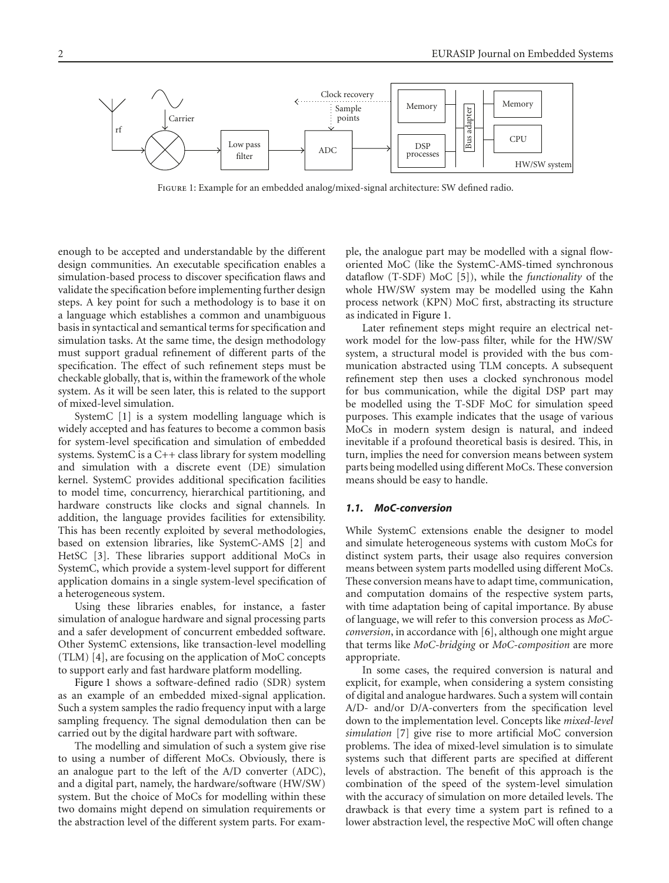Clock recovery

Sample points

Carrier

rf

Low pass filter

ADC

Memory

DSP processes

Bus adapter

Memory

CPU

HW/SW system

Figure 1: Example for an embedded analog/mixed-signal architecture: SW defined radio.

enough to be accepted and understandable by the different design communities. An executable specification enables a simulation-based process to discover specification flaws and validate the specification before implementing further design steps. A key point for such a methodology is to base it on a language which establishes a common and unambiguous basis in syntactical and semantical terms for specification and simulation tasks. At the same time, the design methodology must support gradual refinement of different parts of the specification. The effect of such refinement steps must be checkable globally, that is, within the framework of the whole system. As it will be seen later, this is related to the support of mixed-level simulation.

SystemC [1] is a system modelling language which is widely accepted and has features to become a common basis for system-level specification and simulation of embedded systems. SystemC is a C++ class library for system modelling and simulation with a discrete event (DE) simulation kernel. SystemC provides additional specification facilities to model time, concurrency, hierarchical partitioning, and hardware constructs like clocks and signal channels. In addition, the language provides facilities for extensibility. This has been recently exploited by several methodologies, based on extension libraries, like SystemC-AMS [2] and HetSC [3]. These libraries support additional MoCs in SystemC, which provide a system-level support for different application domains in a single system-level specification of a heterogeneous system.

Using these libraries enables, for instance, a faster simulation of analogue hardware and signal processing parts and a safer development of concurrent embedded software. Other SystemC extensions, like transaction-level modelling (TLM) [4], are focusing on the application of MoC concepts to support early and fast hardware platform modelling.

Figure 1 shows a software-defined radio (SDR) system as an example of an embedded mixed-signal application. Such a system samples the radio frequency input with a large sampling frequency. The signal demodulation then can be carried out by the digital hardware part with software.

The modelling and simulation of such a system give rise to using a number of different MoCs. Obviously, there is an analogue part to the left of the A/D converter (ADC), and a digital part, namely, the hardware/software (HW/SW) system. But the choice of MoCs for modelling within these two domains might depend on simulation requirements or the abstraction level of the different system parts. For example, the analogue part may be modelled with a signal flow-oriented MoC (like the SystemC-AMS-timed synchronous dataflow (T-SDF) MoC [5]), while the *functionality* of the whole HW/SW system may be modelled using the Kahn process network (KPN) MoC first, abstracting its structure as indicated in Figure 1.

Later refinement steps might require an electrical network model for the low-pass filter, while for the HW/SW system, a structural model is provided with the bus communication abstracted using TLM concepts. A subsequent refinement step then uses a clocked synchronous model for bus communication, while the digital DSP part may be modelled using the T-SDF MoC for simulation speed purposes. This example indicates that the usage of various MoCs in modern system design is natural, and indeed inevitable if a profound theoretical basis is desired. This, in turn, implies the need for conversion means between system parts being modelled using different MoCs. These conversion means should be easy to handle.

### *1.1. MoC-conversion*

While SystemC extensions enable the designer to model and simulate heterogeneous systems with custom MoCs for distinct system parts, their usage also requires conversion means between system parts modelled using different MoCs. These conversion means have to adapt time, communication, and computation domains of the respective system parts, with time adaptation being of capital importance. By abuse of language, we will refer to this conversion process as *MoC-conversion*, in accordance with [6], although one might argue that terms like *MoC-bridging* or *MoC-composition* are more appropriate.

In some cases, the required conversion is natural and explicit, for example, when considering a system consisting of digital and analogue hardwares. Such a system will contain A/D- and/or D/A-converters from the specification level down to the implementation level. Concepts like *mixed-level simulation* [7] give rise to more artificial MoC conversion problems. The idea of mixed-level simulation is to simulate systems such that different parts are specified at different levels of abstraction. The benefit of this approach is the combination of the speed of the system-level simulation with the accuracy of simulation on more detailed levels. The drawback is that every time a system part is refined to a lower abstraction level, the respective MoC will often change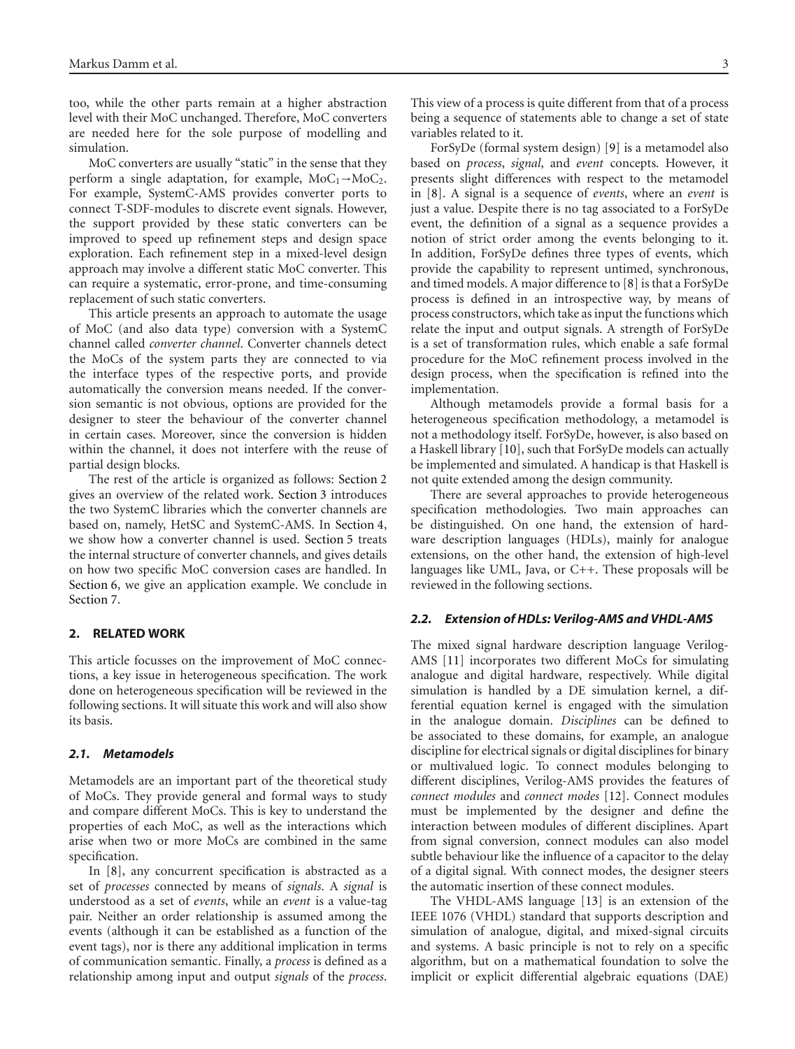too, while the other parts remain at a higher abstraction level with their MoC unchanged. Therefore, MoC converters are needed here for the sole purpose of modelling and simulation.

MoC converters are usually "static" in the sense that they perform a single adaptation, for example, $\text{MoC}_1 \rightarrow \text{MoC}_2$. For example, SystemC-AMS provides converter ports to connect T-SDF-modules to discrete event signals. However, the support provided by these static converters can be improved to speed up refinement steps and design space exploration. Each refinement step in a mixed-level design approach may involve a different static MoC converter. This can require a systematic, error-prone, and time-consuming replacement of such static converters.

This article presents an approach to automate the usage of MoC (and also data type) conversion with a SystemC channel called *converter channel*. Converter channels detect the MoCs of the system parts they are connected to via the interface types of the respective ports, and provide automatically the conversion means needed. If the conversion semantic is not obvious, options are provided for the designer to steer the behaviour of the converter channel in certain cases. Moreover, since the conversion is hidden within the channel, it does not interfere with the reuse of partial design blocks.

The rest of the article is organized as follows: Section 2 gives an overview of the related work. Section 3 introduces the two SystemC libraries which the converter channels are based on, namely, HetSC and SystemC-AMS. In Section 4, we show how a converter channel is used. Section 5 treats the internal structure of converter channels, and gives details on how two specific MoC conversion cases are handled. In Section 6, we give an application example. We conclude in Section 7.

## 2. RELATED WORK

This article focusses on the improvement of MoC connections, a key issue in heterogeneous specification. The work done on heterogeneous specification will be reviewed in the following sections. It will situate this work and will also show its basis.

### 2.1. Metamodels

Metamodels are an important part of the theoretical study of MoCs. They provide general and formal ways to study and compare different MoCs. This is key to understand the properties of each MoC, as well as the interactions which arise when two or more MoCs are combined in the same specification.

In [8], any concurrent specification is abstracted as a set of *processes* connected by means of *signals*. A *signal* is understood as a set of *events*, while an *event* is a value-tag pair. Neither an order relationship is assumed among the events (although it can be established as a function of the event tags), nor is there any additional implication in terms of communication semantic. Finally, a *process* is defined as a relationship among input and output *signals* of the *process*. This view of a process is quite different from that of a process being a sequence of statements able to change a set of state variables related to it.

ForSyDe (formal system design) [9] is a metamodel also based on *process*, *signal*, and *event* concepts. However, it presents slight differences with respect to the metamodel in [8]. A signal is a sequence of *events*, where an *event* is just a value. Despite there is no tag associated to a ForSyDe event, the definition of a signal as a sequence provides a notion of strict order among the events belonging to it. In addition, ForSyDe defines three types of events, which provide the capability to represent untimed, synchronous, and timed models. A major difference to [8] is that a ForSyDe process is defined in an introspective way, by means of process constructors, which take as input the functions which relate the input and output signals. A strength of ForSyDe is a set of transformation rules, which enable a safe formal procedure for the MoC refinement process involved in the design process, when the specification is refined into the implementation.

Although metamodels provide a formal basis for a heterogeneous specification methodology, a metamodel is not a methodology itself. ForSyDe, however, is also based on a Haskell library [10], such that ForSyDe models can actually be implemented and simulated. A handicap is that Haskell is not quite extended among the design community.

There are several approaches to provide heterogeneous specification methodologies. Two main approaches can be distinguished. On one hand, the extension of hardware description languages (HDLs), mainly for analogue extensions, on the other hand, the extension of high-level languages like UML, Java, or C++. These proposals will be reviewed in the following sections.

### 2.2. Extension of HDLs: Verilog-AMS and VHDL-AMS

The mixed signal hardware description language Verilog-AMS [11] incorporates two different MoCs for simulating analogue and digital hardware, respectively. While digital simulation is handled by a DE simulation kernel, a differential equation kernel is engaged with the simulation in the analogue domain. *Disciplines* can be defined to be associated to these domains, for example, an analogue discipline for electrical signals or digital disciplines for binary or multivalued logic. To connect modules belonging to different disciplines, Verilog-AMS provides the features of *connect modules* and *connect modes* [12]. Connect modules must be implemented by the designer and define the interaction between modules of different disciplines. Apart from signal conversion, connect modules can also model subtle behaviour like the influence of a capacitor to the delay of a digital signal. With connect modes, the designer steers the automatic insertion of these connect modules.

The VHDL-AMS language [13] is an extension of the IEEE 1076 (VHDL) standard that supports description and simulation of analogue, digital, and mixed-signal circuits and systems. A basic principle is not to rely on a specific algorithm, but on a mathematical foundation to solve the implicit or explicit differential algebraic equations (DAE)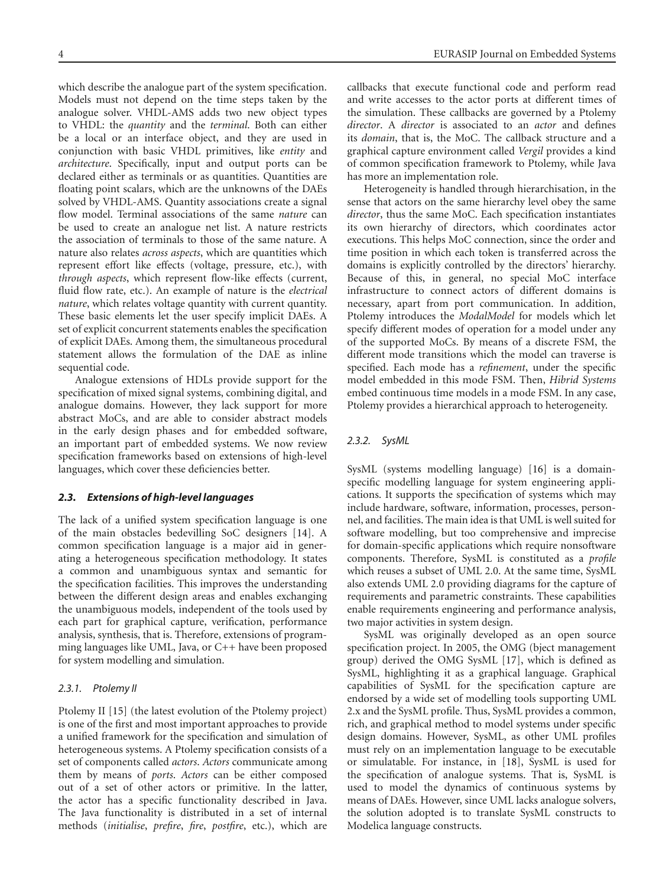which describe the analogue part of the system specification. Models must not depend on the time steps taken by the analogue solver. VHDL-AMS adds two new object types to VHDL: the *quantity* and the *terminal*. Both can either be a local or an interface object, and they are used in conjunction with basic VHDL primitives, like *entity* and *architecture*. Specifically, input and output ports can be declared either as terminals or as quantities. Quantities are floating point scalars, which are the unknowns of the DAEs solved by VHDL-AMS. Quantity associations create a signal flow model. Terminal associations of the same *nature* can be used to create an analogue net list. A nature restricts the association of terminals to those of the same nature. A nature also relates *across aspects*, which are quantities which represent effort like effects (voltage, pressure, etc.), with *through aspects*, which represent flow-like effects (current, fluid flow rate, etc.). An example of nature is the *electrical nature*, which relates voltage quantity with current quantity. These basic elements let the user specify implicit DAEs. A set of explicit concurrent statements enables the specification of explicit DAEs. Among them, the simultaneous procedural statement allows the formulation of the DAE as inline sequential code.

Analogue extensions of HDLs provide support for the specification of mixed signal systems, combining digital, and analogue domains. However, they lack support for more abstract MoCs, and are able to consider abstract models in the early design phases and for embedded software, an important part of embedded systems. We now review specification frameworks based on extensions of high-level languages, which cover these deficiencies better.

### 2.3. Extensions of high-level languages

The lack of a unified system specification language is one of the main obstacles bedevilling SoC designers [14]. A common specification language is a major aid in generating a heterogeneous specification methodology. It states a common and unambiguous syntax and semantic for the specification facilities. This improves the understanding between the different design areas and enables exchanging the unambiguous models, independent of the tools used by each part for graphical capture, verification, performance analysis, synthesis, that is. Therefore, extensions of programming languages like UML, Java, or C++ have been proposed for system modelling and simulation.

#### 2.3.1. Ptolemy II

Ptolemy II [15] (the latest evolution of the Ptolemy project) is one of the first and most important approaches to provide a unified framework for the specification and simulation of heterogeneous systems. A Ptolemy specification consists of a set of components called *actors*. *Actors* communicate among them by means of *ports*. *Actors* can be either composed out of a set of other actors or primitive. In the latter, the actor has a specific functionality described in Java. The Java functionality is distributed in a set of internal methods (*initialise*, *prefire*, *fire*, *postfire*, etc.), which are callbacks that execute functional code and perform read and write accesses to the actor ports at different times of the simulation. These callbacks are governed by a Ptolemy *director*. A *director* is associated to an *actor* and defines its *domain*, that is, the MoC. The callback structure and a graphical capture environment called *Vergil* provides a kind of common specification framework to Ptolemy, while Java has more an implementation role.

Heterogeneity is handled through hierarchisation, in the sense that actors on the same hierarchy level obey the same *director*, thus the same MoC. Each specification instantiates its own hierarchy of directors, which coordinates actor executions. This helps MoC connection, since the order and time position in which each token is transferred across the domains is explicitly controlled by the directors' hierarchy. Because of this, in general, no special MoC interface infrastructure to connect actors of different domains is necessary, apart from port communication. In addition, Ptolemy introduces the *ModalModel* for models which let specify different modes of operation for a model under any of the supported MoCs. By means of a discrete FSM, the different mode transitions which the model can traverse is specified. Each mode has a *refinement*, under the specific model embedded in this mode FSM. Then, *Hibrid Systems* embed continuous time models in a mode FSM. In any case, Ptolemy provides a hierarchical approach to heterogeneity.

#### 2.3.2. SysML

SysML (systems modelling language) [16] is a domain-specific modelling language for system engineering applications. It supports the specification of systems which may include hardware, software, information, processes, personnel, and facilities. The main idea is that UML is well suited for software modelling, but too comprehensive and imprecise for domain-specific applications which require nonsoftware components. Therefore, SysML is constituted as a *profile* which reuses a subset of UML 2.0. At the same time, SysML also extends UML 2.0 providing diagrams for the capture of requirements and parametric constraints. These capabilities enable requirements engineering and performance analysis, two major activities in system design.

SysML was originally developed as an open source specification project. In 2005, the OMG (bject management group) derived the OMG SysML [17], which is defined as SysML, highlighting it as a graphical language. Graphical capabilities of SysML for the specification capture are endorsed by a wide set of modelling tools supporting UML 2.x and the SysML profile. Thus, SysML provides a common, rich, and graphical method to model systems under specific design domains. However, SysML, as other UML profiles must rely on an implementation language to be executable or simulatable. For instance, in [18], SysML is used for the specification of analogue systems. That is, SysML is used to model the dynamics of continuous systems by means of DAEs. However, since UML lacks analogue solvers, the solution adopted is to translate SysML constructs to Modelica language constructs.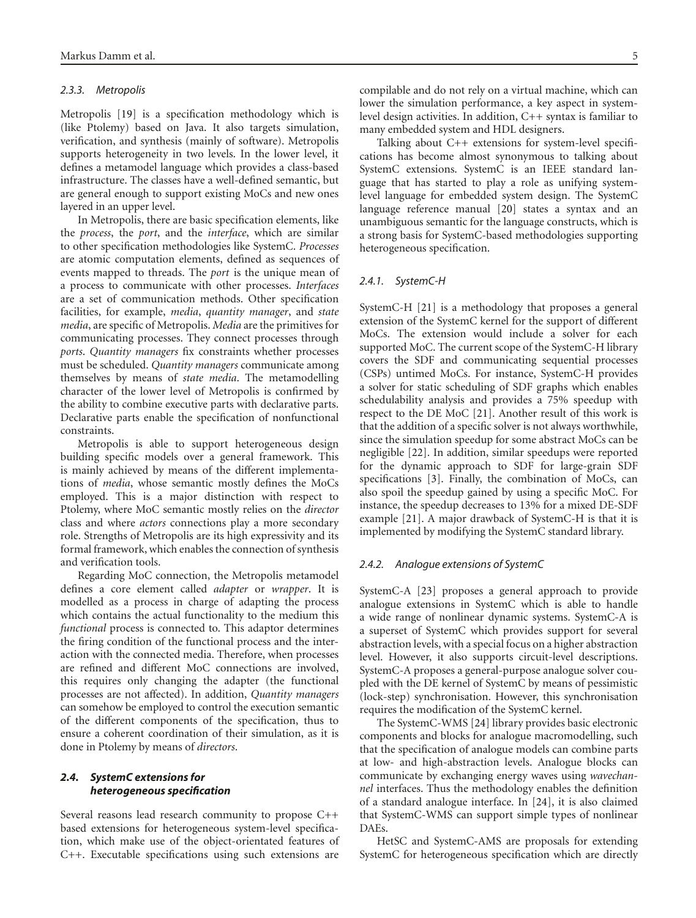#### 2.3.3. Metropolis

Metropolis [19] is a specification methodology which is (like Ptolemy) based on Java. It also targets simulation, verification, and synthesis (mainly of software). Metropolis supports heterogeneity in two levels. In the lower level, it defines a metamodel language which provides a class-based infrastructure. The classes have a well-defined semantic, but are general enough to support existing MoCs and new ones layered in an upper level.

In Metropolis, there are basic specification elements, like the *process*, the *port*, and the *interface*, which are similar to other specification methodologies like SystemC. *Processes* are atomic computation elements, defined as sequences of events mapped to threads. The *port* is the unique mean of a process to communicate with other processes. *Interfaces* are a set of communication methods. Other specification facilities, for example, *media*, *quantity manager*, and *state media*, are specific of Metropolis. *Media* are the primitives for communicating processes. They connect processes through *ports*. *Quantity managers* fix constraints whether processes must be scheduled. *Quantity managers* communicate among themselves by means of *state media*. The metamodelling character of the lower level of Metropolis is confirmed by the ability to combine executive parts with declarative parts. Declarative parts enable the specification of nonfunctional constraints.

Metropolis is able to support heterogeneous design building specific models over a general framework. This is mainly achieved by means of the different implementations of *media*, whose semantic mostly defines the MoCs employed. This is a major distinction with respect to Ptolemy, where MoC semantic mostly relies on the *director* class and where *actors* connections play a more secondary role. Strengths of Metropolis are its high expressivity and its formal framework, which enables the connection of synthesis and verification tools.

Regarding MoC connection, the Metropolis metamodel defines a core element called *adapter* or *wrapper*. It is modelled as a process in charge of adapting the process which contains the actual functionality to the medium this *functional* process is connected to. This adaptor determines the firing condition of the functional process and the interaction with the connected media. Therefore, when processes are refined and different MoC connections are involved, this requires only changing the adapter (the functional processes are not affected). In addition, *Quantity managers* can somehow be employed to control the execution semantic of the different components of the specification, thus to ensure a coherent coordination of their simulation, as it is done in Ptolemy by means of *directors*.

### 2.4. SystemC extensions for heterogeneous specification

Several reasons lead research community to propose C++ based extensions for heterogeneous system-level specification, which make use of the object-orientated features of C++. Executable specifications using such extensions are compilable and do not rely on a virtual machine, which can lower the simulation performance, a key aspect in system-level design activities. In addition, C++ syntax is familiar to many embedded system and HDL designers.

Talking about C++ extensions for system-level specifications has become almost synonymous to talking about SystemC extensions. SystemC is an IEEE standard language that has started to play a role as unifying system-level language for embedded system design. The SystemC language reference manual [20] states a syntax and an unambiguous semantic for the language constructs, which is a strong basis for SystemC-based methodologies supporting heterogeneous specification.

#### 2.4.1. SystemC-H

SystemC-H [21] is a methodology that proposes a general extension of the SystemC kernel for the support of different MoCs. The extension would include a solver for each supported MoC. The current scope of the SystemC-H library covers the SDF and communicating sequential processes (CSPs) untimed MoCs. For instance, SystemC-H provides a solver for static scheduling of SDF graphs which enables schedulability analysis and provides a 75% speedup with respect to the DE MoC [21]. Another result of this work is that the addition of a specific solver is not always worthwhile, since the simulation speedup for some abstract MoCs can be negligible [22]. In addition, similar speedups were reported for the dynamic approach to SDF for large-grain SDF specifications [3]. Finally, the combination of MoCs, can also spoil the speedup gained by using a specific MoC. For instance, the speedup decreases to 13% for a mixed DE-SDF example [21]. A major drawback of SystemC-H is that it is implemented by modifying the SystemC standard library.

#### 2.4.2. Analogue extensions of SystemC

SystemC-A [23] proposes a general approach to provide analogue extensions in SystemC which is able to handle a wide range of nonlinear dynamic systems. SystemC-A is a superset of SystemC which provides support for several abstraction levels, with a special focus on a higher abstraction level. However, it also supports circuit-level descriptions. SystemC-A proposes a general-purpose analogue solver coupled with the DE kernel of SystemC by means of pessimistic (lock-step) synchronisation. However, this synchronisation requires the modification of the SystemC kernel.

The SystemC-WMS [24] library provides basic electronic components and blocks for analogue macromodelling, such that the specification of analogue models can combine parts at low- and high-abstraction levels. Analogue blocks can communicate by exchanging energy waves using *wavechannel* interfaces. Thus the methodology enables the definition of a standard analogue interface. In [24], it is also claimed that SystemC-WMS can support simple types of nonlinear DAEs.

HetSC and SystemC-AMS are proposals for extending SystemC for heterogeneous specification which are directly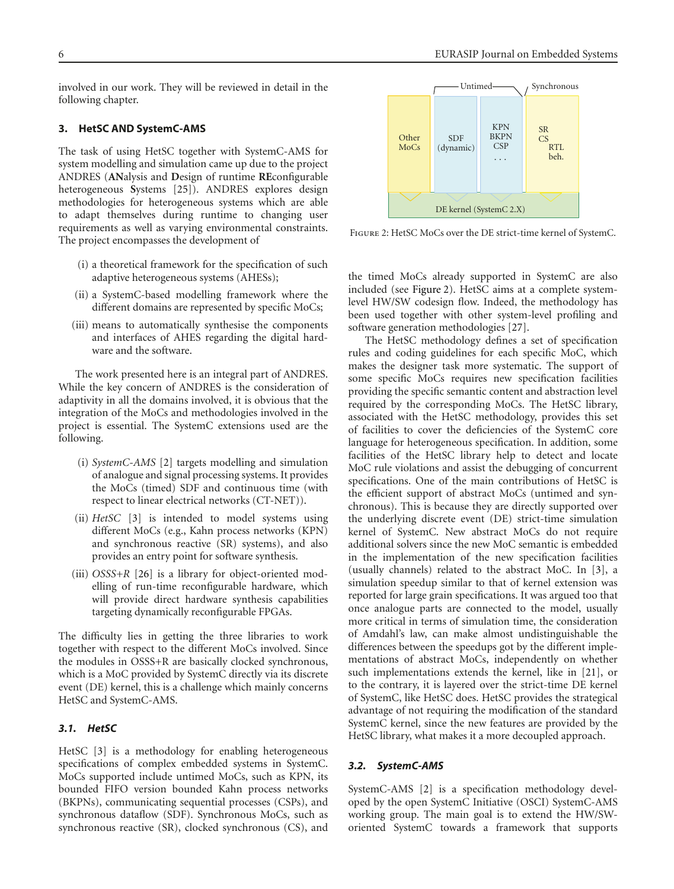involved in our work. They will be reviewed in detail in the following chapter.

## 3. HetSC AND SystemC-AMS

The task of using HetSC together with SystemC-AMS for system modelling and simulation came up due to the project ANDRES (**AN**alysis and **D**esign of runtime **RE**configurable heterogeneous **S**ystems [25]). ANDRES explores design methodologies for heterogeneous systems which are able to adapt themselves during runtime to changing user requirements as well as varying environmental constraints. The project encompasses the development of

(i) a theoretical framework for the specification of such adaptive heterogeneous systems (AHESs);

(ii) a SystemC-based modelling framework where the different domains are represented by specific MoCs;

(iii) means to automatically synthesise the components and interfaces of AHES regarding the digital hardware and the software.

The work presented here is an integral part of ANDRES. While the key concern of ANDRES is the consideration of adaptivity in all the domains involved, it is obvious that the integration of the MoCs and methodologies involved in the project is essential. The SystemC extensions used are the following.

(i) *SystemC-AMS* [2] targets modelling and simulation of analogue and signal processing systems. It provides the MoCs (timed) SDF and continuous time (with respect to linear electrical networks (CT-NET)).

(ii) *HetSC* [3] is intended to model systems using different MoCs (e.g., Kahn process networks (KPN) and synchronous reactive (SR) systems), and also provides an entry point for software synthesis.

(iii) *OSSS+R* [26] is a library for object-oriented modelling of run-time reconfigurable hardware, which will provide direct hardware synthesis capabilities targeting dynamically reconfigurable FPGAs.

The difficulty lies in getting the three libraries to work together with respect to the different MoCs involved. Since the modules in OSSS+R are basically clocked synchronous, which is a MoC provided by SystemC directly via its discrete event (DE) kernel, this is a challenge which mainly concerns HetSC and SystemC-AMS.

### 3.1. HetSC

HetSC [3] is a methodology for enabling heterogeneous specifications of complex embedded systems in SystemC. MoCs supported include untimed MoCs, such as KPN, its bounded FIFO version bounded Kahn process networks (BKPNs), communicating sequential processes (CSPs), and synchronous dataflow (SDF). Synchronous MoCs, such as synchronous reactive (SR), clocked synchronous (CS), and the timed MoCs already supported in SystemC are also included (see Figure 2). HetSC aims at a complete system-level HW/SW codesign flow. Indeed, the methodology has been used together with other system-level profiling and software generation methodologies [27].

Untimed
Synchronous
Other MoCs
SDF (dynamic)
KPN
BKPN
CSP
...
SR
CS
RTL
beh.
DE kernel (SystemC 2.X)

Figure 2: HetSC MoCs over the DE strict-time kernel of SystemC.

The HetSC methodology defines a set of specification rules and coding guidelines for each specific MoC, which makes the designer task more systematic. The support of some specific MoCs requires new specification facilities providing the specific semantic content and abstraction level required by the corresponding MoCs. The HetSC library, associated with the HetSC methodology, provides this set of facilities to cover the deficiencies of the SystemC core language for heterogeneous specification. In addition, some facilities of the HetSC library help to detect and locate MoC rule violations and assist the debugging of concurrent specifications. One of the main contributions of HetSC is the efficient support of abstract MoCs (untimed and synchronous). This is because they are directly supported over the underlying discrete event (DE) strict-time simulation kernel of SystemC. New abstract MoCs do not require additional solvers since the new MoC semantic is embedded in the implementation of the new specification facilities (usually channels) related to the abstract MoC. In [3], a simulation speedup similar to that of kernel extension was reported for large grain specifications. It was argued too that once analogue parts are connected to the model, usually more critical in terms of simulation time, the consideration of Amdahl's law, can make almost undistinguishable the differences between the speedups got by the different implementations of abstract MoCs, independently on whether such implementations extends the kernel, like in [21], or to the contrary, it is layered over the strict-time DE kernel of SystemC, like HetSC does. HetSC provides the strategical advantage of not requiring the modification of the standard SystemC kernel, since the new features are provided by the HetSC library, what makes it a more decoupled approach.

### 3.2. SystemC-AMS

SystemC-AMS [2] is a specification methodology developed by the open SystemC Initiative (OSCI) SystemC-AMS working group. The main goal is to extend the HW/SW-oriented SystemC towards a framework that supports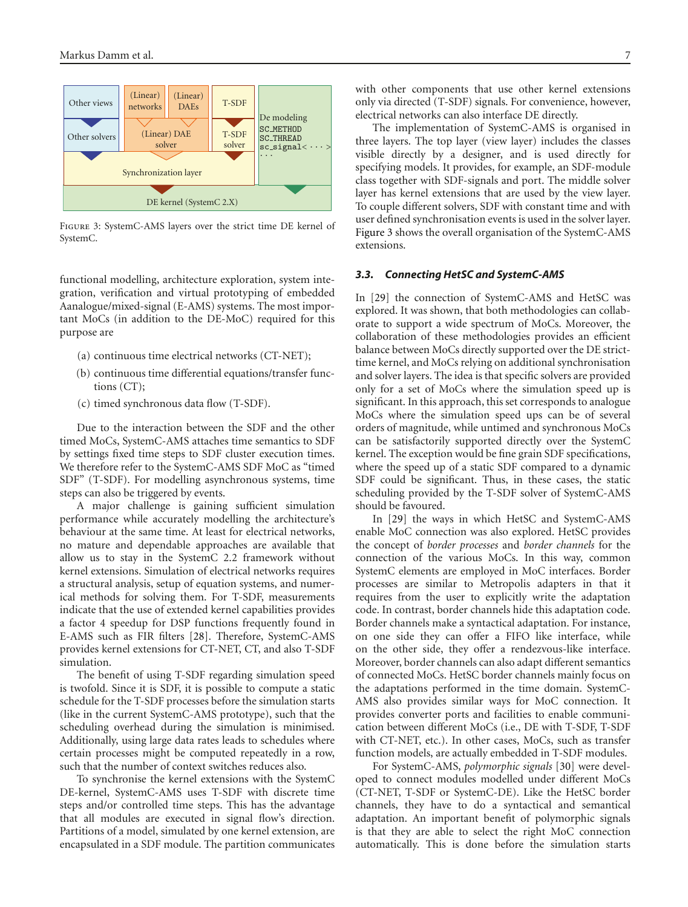Figure 3: SystemC-AMS layers over the strict time DE kernel of SystemC.

functional modelling, architecture exploration, system integration, verification and virtual prototyping of embedded Aanalogue/mixed-signal (E-AMS) systems. The most important MoCs (in addition to the DE-MoC) required for this purpose are

(a) continuous time electrical networks (CT-NET);

(b) continuous time differential equations/transfer functions (CT);

(c) timed synchronous data flow (T-SDF).

Due to the interaction between the SDF and the other timed MoCs, SystemC-AMS attaches time semantics to SDF by settings fixed time steps to SDF cluster execution times. We therefore refer to the SystemC-AMS SDF MoC as "timed SDF" (T-SDF). For modelling asynchronous systems, time steps can also be triggered by events.

A major challenge is gaining sufficient simulation performance while accurately modelling the architecture's behaviour at the same time. At least for electrical networks, no mature and dependable approaches are available that allow us to stay in the SystemC 2.2 framework without kernel extensions. Simulation of electrical networks requires a structural analysis, setup of equation systems, and numerical methods for solving them. For T-SDF, measurements indicate that the use of extended kernel capabilities provides a factor 4 speedup for DSP functions frequently found in E-AMS such as FIR filters [28]. Therefore, SystemC-AMS provides kernel extensions for CT-NET, CT, and also T-SDF simulation.

The benefit of using T-SDF regarding simulation speed is twofold. Since it is SDF, it is possible to compute a static schedule for the T-SDF processes before the simulation starts (like in the current SystemC-AMS prototype), such that the scheduling overhead during the simulation is minimised. Additionally, using large data rates leads to schedules where certain processes might be computed repeatedly in a row, such that the number of context switches reduces also.

To synchronise the kernel extensions with the SystemC DE-kernel, SystemC-AMS uses T-SDF with discrete time steps and/or controlled time steps. This has the advantage that all modules are executed in signal flow's direction. Partitions of a model, simulated by one kernel extension, are encapsulated in a SDF module. The partition communicates with other components that use other kernel extensions only via directed (T-SDF) signals. For convenience, however, electrical networks can also interface DE directly.

The implementation of SystemC-AMS is organised in three layers. The top layer (view layer) includes the classes visible directly by a designer, and is used directly for specifying models. It provides, for example, an SDF-module class together with SDF-signals and port. The middle solver layer has kernel extensions that are used by the view layer. To couple different solvers, SDF with constant time and with user defined synchronisation events is used in the solver layer. Figure 3 shows the overall organisation of the SystemC-AMS extensions.

### 3.3. Connecting HetSC and SystemC-AMS

In [29] the connection of SystemC-AMS and HetSC was explored. It was shown, that both methodologies can collaborate to support a wide spectrum of MoCs. Moreover, the collaboration of these methodologies provides an efficient balance between MoCs directly supported over the DE strict-time kernel, and MoCs relying on additional synchronisation and solver layers. The idea is that specific solvers are provided only for a set of MoCs where the simulation speed up is significant. In this approach, this set corresponds to analogue MoCs where the simulation speed ups can be of several orders of magnitude, while untimed and synchronous MoCs can be satisfactorily supported directly over the SystemC kernel. The exception would be fine grain SDF specifications, where the speed up of a static SDF compared to a dynamic SDF could be significant. Thus, in these cases, the static scheduling provided by the T-SDF solver of SystemC-AMS should be favoured.

In [29] the ways in which HetSC and SystemC-AMS enable MoC connection was also explored. HetSC provides the concept of *border processes* and *border channels* for the connection of the various MoCs. In this way, common SystemC elements are employed in MoC interfaces. Border processes are similar to Metropolis adapters in that it requires from the user to explicitly write the adaptation code. In contrast, border channels hide this adaptation code. Border channels make a syntactical adaptation. For instance, on one side they can offer a FIFO like interface, while on the other side, they offer a rendezvous-like interface. Moreover, border channels can also adapt different semantics of connected MoCs. HetSC border channels mainly focus on the adaptations performed in the time domain. SystemC-AMS also provides similar ways for MoC connection. It provides converter ports and facilities to enable communication between different MoCs (i.e., DE with T-SDF, T-SDF with CT-NET, etc.). In other cases, MoCs, such as transfer function models, are actually embedded in T-SDF modules.

For SystemC-AMS, *polymorphic signals* [30] were developed to connect modules modelled under different MoCs (CT-NET, T-SDF or SystemC-DE). Like the HetSC border channels, they have to do a syntactical and semantical adaptation. An important benefit of polymorphic signals is that they are able to select the right MoC connection automatically. This is done before the simulation starts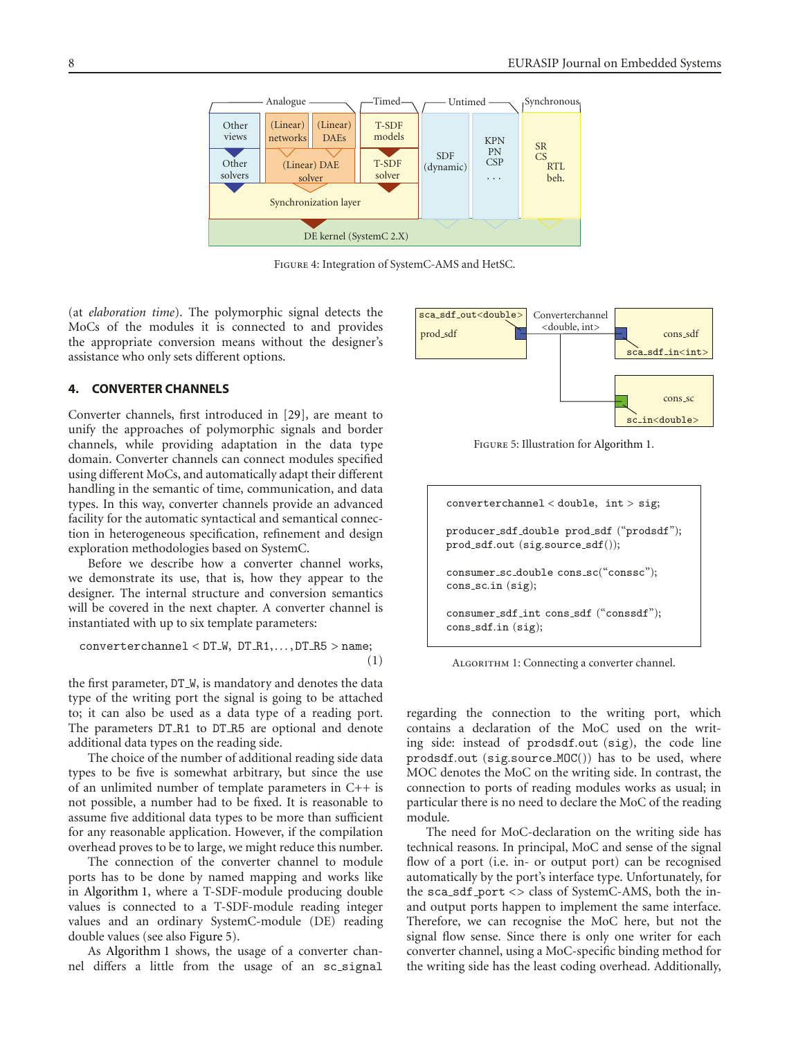Figure 4: Integration of SystemC-AMS and HetSC.

(at *elaboration time*). The polymorphic signal detects the MoCs of the modules it is connected to and provides the appropriate conversion means without the designer's assistance who only sets different options.

## 4. CONVERTER CHANNELS

Converter channels, first introduced in [29], are meant to unify the approaches of polymorphic signals and border channels, while providing adaptation in the data type domain. Converter channels can connect modules specified using different MoCs, and automatically adapt their different handling in the semantic of time, communication, and data types. In this way, converter channels provide an advanced facility for the automatic syntactical and semantical connection in heterogeneous specification, refinement and design exploration methodologies based on SystemC.

Before we describe how a converter channel works, we demonstrate its use, that is, how they appear to the designer. The internal structure and conversion semantics will be covered in the next chapter. A converter channel is instantiated with up to six template parameters:

```
converterchannel < DT_W, DT_R1,...,DT_R5 > name;
```
(1)

the first parameter, DT_W, is mandatory and denotes the data type of the writing port the signal is going to be attached to; it can also be used as a data type of a reading port. The parameters DT_R1 to DT_R5 are optional and denote additional data types on the reading side.

The choice of the number of additional reading side data types to be five is somewhat arbitrary, but since the use of an unlimited number of template parameters in C++ is not possible, a number had to be fixed. It is reasonable to assume five additional data types to be more than sufficient for any reasonable application. However, if the compilation overhead proves to be to large, we might reduce this number.

The connection of the converter channel to module ports has to be done by named mapping and works like in Algorithm 1, where a T-SDF-module producing double values is connected to a T-SDF-module reading integer values and an ordinary SystemC-module (DE) reading double values (see also Figure 5).

Figure 5: Illustration for Algorithm 1.

```
converterchannel < double, int > sig;

producer_sdf_double prod_sdf ("prodsdf");
prod_sdf.out (sig.source_sdf());

consumer_sc_double cons_sc("conssc");
cons_sc.in (sig);

consumer_sdf_int cons_sdf ("conssdf");
cons_sdf.in (sig);
```

Algorithm 1: Connecting a converter channel.

As Algorithm 1 shows, the usage of a converter channel differs a little from the usage of an sc_signal regarding the connection to the writing port, which contains a declaration of the MoC used on the writing side: instead of prodsdf.out (sig), the code line prodsdf.out (sig.source_MOC()) has to be used, where MOC denotes the MoC on the writing side. In contrast, the connection to ports of reading modules works as usual; in particular there is no need to declare the MoC of the reading module.

The need for MoC-declaration on the writing side has technical reasons. In principal, MoC and sense of the signal flow of a port (i.e. in- or output port) can be recognised automatically by the port's interface type. Unfortunately, for the sca_sdf_port <> class of SystemC-AMS, both the in- and output ports happen to implement the same interface. Therefore, we can recognise the MoC here, but not the signal flow sense. Since there is only one writer for each converter channel, using a MoC-specific binding method for the writing side has the least coding overhead. Additionally,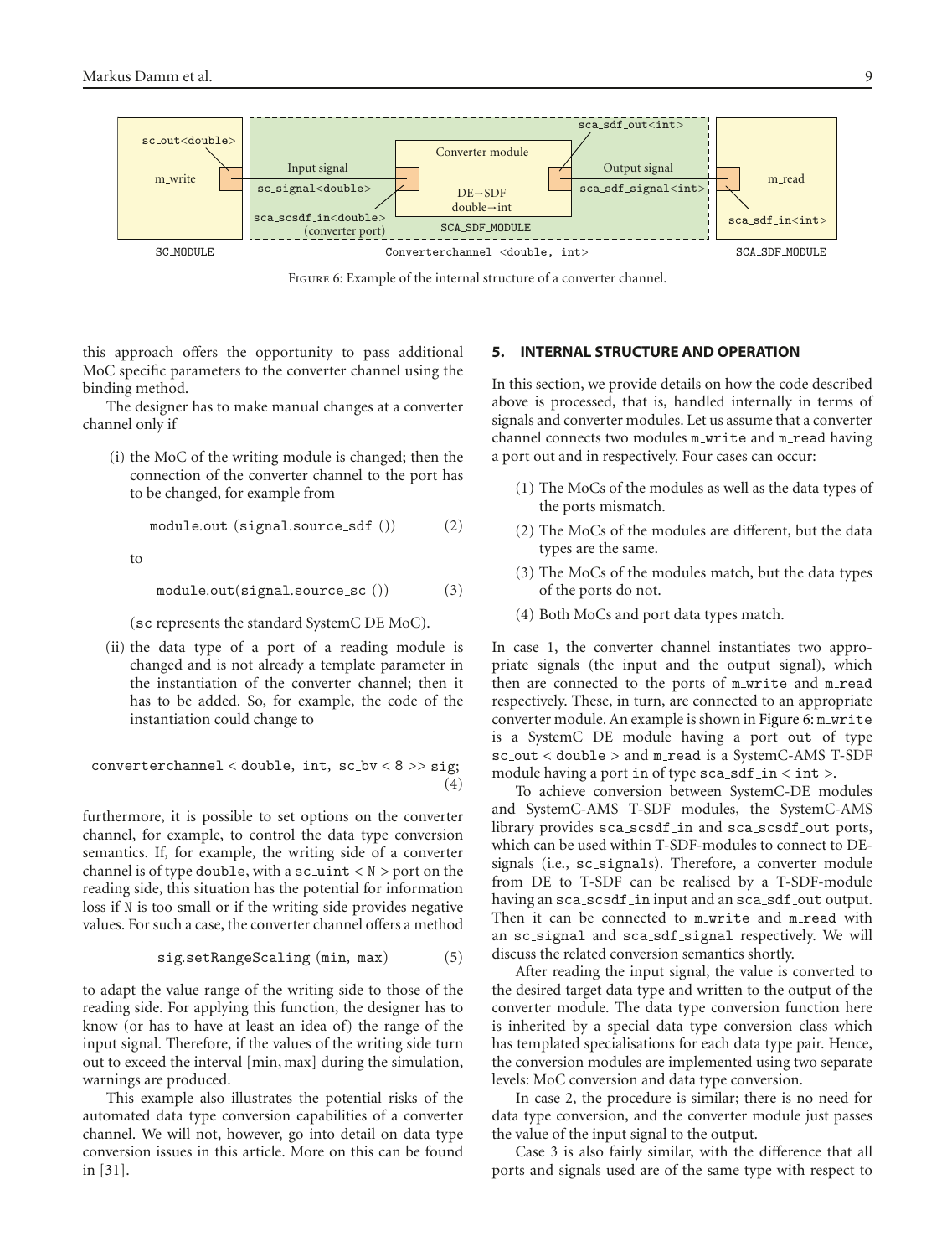Figure 6: Example of the internal structure of a converter channel.

this approach offers the opportunity to pass additional MoC specific parameters to the converter channel using the binding method.

The designer has to make manual changes at a converter channel only if

(i) the MoC of the writing module is changed; then the connection of the converter channel to the port has to be changed, for example from

```
module.out (signal.source_sdf ())        (2)
```

to

```
module.out(signal.source_sc ())        (3)
```

(sc represents the standard SystemC DE MoC).

(ii) the data type of a port of a reading module is changed and is not already a template parameter in the instantiation of the converter channel; then it has to be added. So, for example, the code of the instantiation could change to

```
converterchannel < double, int, sc_bv < 8 >> sig;        (4)
```

furthermore, it is possible to set options on the converter channel, for example, to control the data type conversion semantics. If, for example, the writing side of a converter channel is of type `double`, with a `sc_uint < N >` port on the reading side, this situation has the potential for information loss if `N` is too small or if the writing side provides negative values. For such a case, the converter channel offers a method

```
sig.setRangeScaling (min, max)        (5)
```

to adapt the value range of the writing side to those of the reading side. For applying this function, the designer has to know (or has to have at least an idea of) the range of the input signal. Therefore, if the values of the writing side turn out to exceed the interval [min, max] during the simulation, warnings are produced.

This example also illustrates the potential risks of the automated data type conversion capabilities of a converter channel. We will not, however, go into detail on data type conversion issues in this article. More on this can be found in [31].

## 5. Internal Structure and Operation

In this section, we provide details on how the code described above is processed, that is, handled internally in terms of signals and converter modules. Let us assume that a converter channel connects two modules m_write and m_read having a port out and in respectively. Four cases can occur:

(1) The MoCs of the modules as well as the data types of the ports mismatch.

(2) The MoCs of the modules are different, but the data types are the same.

(3) The MoCs of the modules match, but the data types of the ports do not.

(4) Both MoCs and port data types match.

In case 1, the converter channel instantiates two appropriate signals (the input and the output signal), which then are connected to the ports of m_write and m_read respectively. These, in turn, are connected to an appropriate converter module. An example is shown in Figure 6: m_write is a SystemC DE module having a port out of type sc_out < double > and m_read is a SystemC-AMS T-SDF module having a port in of type sca_sdf_in < int >.

To achieve conversion between SystemC-DE modules and SystemC-AMS T-SDF modules, the SystemC-AMS library provides sca_scsdf_in and sca_scsdf_out ports, which can be used within T-SDF-modules to connect to DE-signals (i.e., sc_signals). Therefore, a converter module from DE to T-SDF can be realised by a T-SDF-module having an sca_scsdf_in input and an sca_sdf_out output. Then it can be connected to m_write and m_read with an sc_signal and sca_sdf_signal respectively. We will discuss the related conversion semantics shortly.

After reading the input signal, the value is converted to the desired target data type and written to the output of the converter module. The data type conversion function here is inherited by a special data type conversion class which has templated specialisations for each data type pair. Hence, the conversion modules are implemented using two separate levels: MoC conversion and data type conversion.

In case 2, the procedure is similar; there is no need for data type conversion, and the converter module just passes the value of the input signal to the output.

Case 3 is also fairly similar, with the difference that all ports and signals used are of the same type with respect to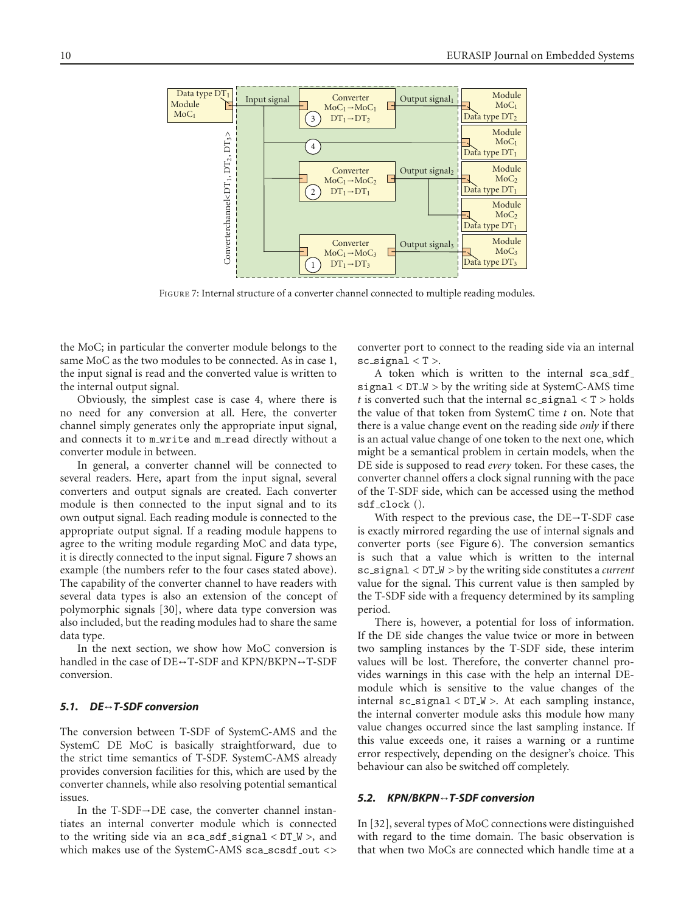Figure 7: Internal structure of a converter channel connected to multiple reading modules.

the MoC; in particular the converter module belongs to the same MoC as the two modules to be connected. As in case 1, the input signal is read and the converted value is written to the internal output signal.

Obviously, the simplest case is case 4, where there is no need for any conversion at all. Here, the converter channel simply generates only the appropriate input signal, and connects it to m_write and m_read directly without a converter module in between.

In general, a converter channel will be connected to several readers. Here, apart from the input signal, several converters and output signals are created. Each converter module is then connected to the input signal and to its own output signal. Each reading module is connected to the appropriate output signal. If a reading module happens to agree to the writing module regarding MoC and data type, it is directly connected to the input signal. Figure 7 shows an example (the numbers refer to the four cases stated above). The capability of the converter channel to have readers with several data types is also an extension of the concept of polymorphic signals [30], where data type conversion was also included, but the reading modules had to share the same data type.

In the next section, we show how MoC conversion is handled in the case of DE↔T-SDF and KPN/BKPN↔T-SDF conversion.

### 5.1. DE↔T-SDF conversion

The conversion between T-SDF of SystemC-AMS and the SystemC DE MoC is basically straightforward, due to the strict time semantics of T-SDF. SystemC-AMS already provides conversion facilities for this, which are used by the converter channels, while also resolving potential semantical issues.

In the T-SDF→DE case, the converter channel instantiates an internal converter module which is connected to the writing side via an sca_sdf_signal < DT_W >, and which makes use of the SystemC-AMS sca_scsdf_out <> converter port to connect to the reading side via an internal sc_signal < T >.

A token which is written to the internal sca_sdf_signal < DT_W > by the writing side at SystemC-AMS time $t$ is converted such that the internal sc_signal < T > holds the value of that token from SystemC time $t$ on. Note that there is a value change event on the reading side *only* if there is an actual value change of one token to the next one, which might be a semantical problem in certain models, when the DE side is supposed to read *every* token. For these cases, the converter channel offers a clock signal running with the pace of the T-SDF side, which can be accessed using the method sdf_clock ().

With respect to the previous case, the DE→T-SDF case is exactly mirrored regarding the use of internal signals and converter ports (see Figure 6). The conversion semantics is such that a value which is written to the internal sc_signal < DT_W > by the writing side constitutes a *current* value for the signal. This current value is then sampled by the T-SDF side with a frequency determined by its sampling period.

There is, however, a potential for loss of information. If the DE side changes the value twice or more in between two sampling instances by the T-SDF side, these interim values will be lost. Therefore, the converter channel provides warnings in this case with the help an internal DE-module which is sensitive to the value changes of the internal sc_signal < DT_W >. At each sampling instance, the internal converter module asks this module how many value changes occurred since the last sampling instance. If this value exceeds one, it raises a warning or a runtime error respectively, depending on the designer's choice. This behaviour can also be switched off completely.

### 5.2. KPN/BKPN↔T-SDF conversion

In [32], several types of MoC connections were distinguished with regard to the time domain. The basic observation is that when two MoCs are connected which handle time at a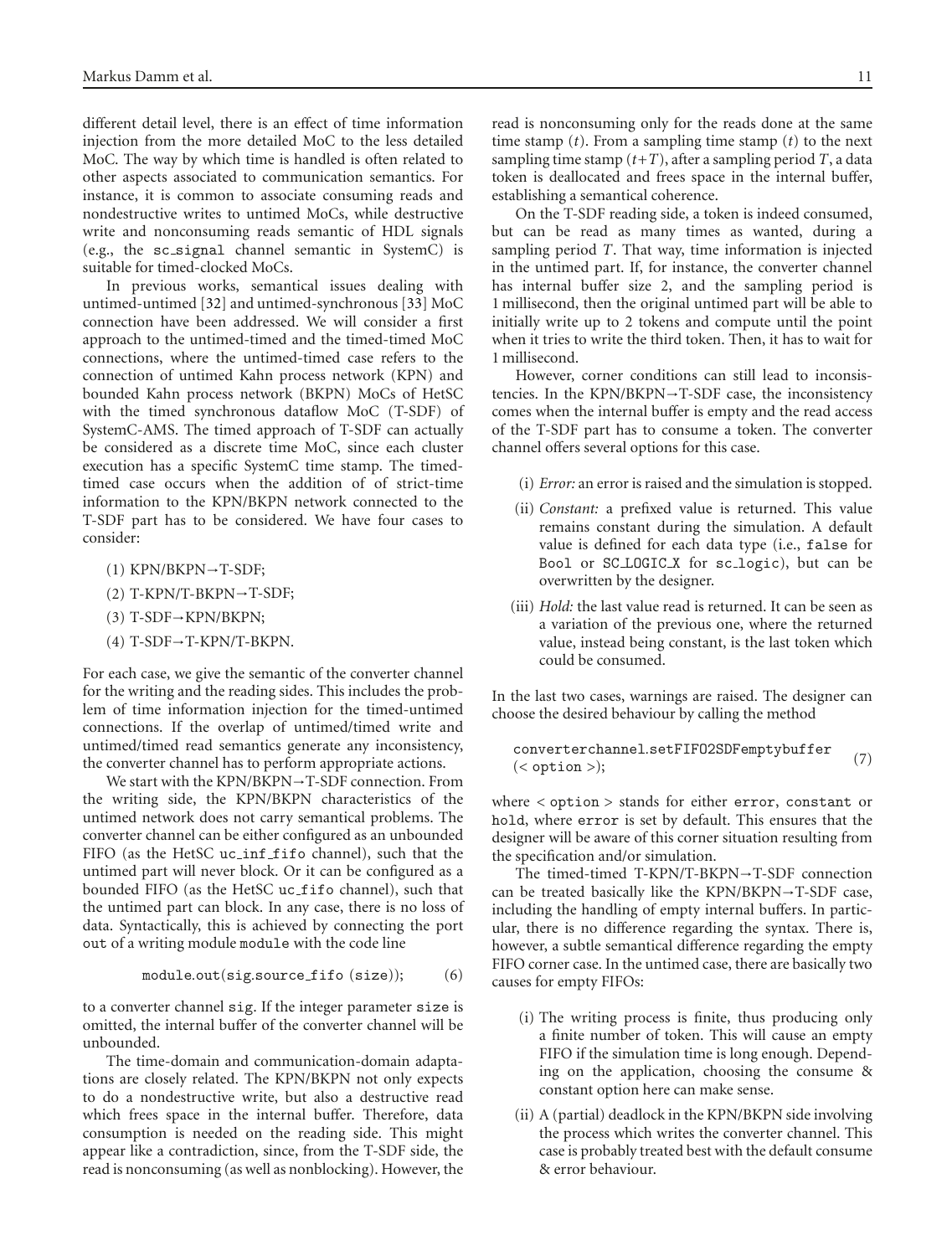different detail level, there is an effect of time information injection from the more detailed MoC to the less detailed MoC. The way by which time is handled is often related to other aspects associated to communication semantics. For instance, it is common to associate consuming reads and nondestructive writes to untimed MoCs, while destructive write and nonconsuming reads semantic of HDL signals (e.g., the `sc_signal` channel semantic in SystemC) is suitable for timed-clocked MoCs.

In previous works, semantical issues dealing with untimed-untimed [32] and untimed-synchronous [33] MoC connection have been addressed. We will consider a first approach to the untimed-timed and the timed-timed MoC connections, where the untimed-timed case refers to the connection of untimed Kahn process network (KPN) and bounded Kahn process network (BKPN) MoCs of HetSC with the timed synchronous dataflow MoC (T-SDF) of SystemC-AMS. The timed approach of T-SDF can actually be considered as a discrete time MoC, since each cluster execution has a specific SystemC time stamp. The timed-timed case occurs when the addition of of strict-time information to the KPN/BKPN network connected to the T-SDF part has to be considered. We have four cases to consider:

(1) KPN/BKPN→T-SDF;

(2) T-KPN/T-BKPN→T-SDF;

(3) T-SDF→KPN/BKPN;

(4) T-SDF→T-KPN/T-BKPN.

For each case, we give the semantic of the converter channel for the writing and the reading sides. This includes the problem of time information injection for the timed-untimed connections. If the overlap of untimed/timed write and untimed/timed read semantics generate any inconsistency, the converter channel has to perform appropriate actions.

We start with the KPN/BKPN→T-SDF connection. From the writing side, the KPN/BKPN characteristics of the untimed network does not carry semantical problems. The converter channel can be either configured as an unbounded FIFO (as the HetSC `uc_inf_fifo` channel), such that the untimed part will never block. Or it can be configured as a bounded FIFO (as the HetSC `uc_fifo` channel), such that the untimed part can block. In any case, there is no loss of data. Syntactically, this is achieved by connecting the port `out` of a writing module `module` with the code line

```
module.out(sig.source_fifo (size));        (6)
```

to a converter channel `sig`. If the integer parameter `size` is omitted, the internal buffer of the converter channel will be unbounded.

The time-domain and communication-domain adaptations are closely related. The KPN/BKPN not only expects to do a nondestructive write, but also a destructive read which frees space in the internal buffer. Therefore, data consumption is needed on the reading side. This might appear like a contradiction, since, from the T-SDF side, the read is nonconsuming (as well as nonblocking). However, the read is nonconsuming only for the reads done at the same time stamp ($t$). From a sampling time stamp ($t$) to the next sampling time stamp ($t+T$), after a sampling period $T$, a data token is deallocated and frees space in the internal buffer, establishing a semantical coherence.

On the T-SDF reading side, a token is indeed consumed, but can be read as many times as wanted, during a sampling period $T$. That way, time information is injected in the untimed part. If, for instance, the converter channel has internal buffer size 2, and the sampling period is 1 millisecond, then the original untimed part will be able to initially write up to 2 tokens and compute until the point when it tries to write the third token. Then, it has to wait for 1 millisecond.

However, corner conditions can still lead to inconsistencies. In the KPN/BKPN→T-SDF case, the inconsistency comes when the internal buffer is empty and the read access of the T-SDF part has to consume a token. The converter channel offers several options for this case.

(i) *Error:* an error is raised and the simulation is stopped.

(ii) *Constant:* a prefixed value is returned. This value remains constant during the simulation. A default value is defined for each data type (i.e., `false` for `Bool` or `SC_LOGIC_X` for `sc_logic`), but can be overwritten by the designer.

(iii) *Hold:* the last value read is returned. It can be seen as a variation of the previous one, where the returned value, instead being constant, is the last token which could be consumed.

In the last two cases, warnings are raised. The designer can choose the desired behaviour by calling the method

```
converterchannel.setFIFO2SDFemptybuffer
(< option >);                              (7)
```

where `< option >` stands for either `error`, `constant` or `hold`, where `error` is set by default. This ensures that the designer will be aware of this corner situation resulting from the specification and/or simulation.

The timed-timed T-KPN/T-BKPN→T-SDF connection can be treated basically like the KPN/BKPN→T-SDF case, including the handling of empty internal buffers. In particular, there is no difference regarding the syntax. There is, however, a subtle semantical difference regarding the empty FIFO corner case. In the untimed case, there are basically two causes for empty FIFOs:

(i) The writing process is finite, thus producing only a finite number of token. This will cause an empty FIFO if the simulation time is long enough. Depending on the application, choosing the consume & constant option here can make sense.

(ii) A (partial) deadlock in the KPN/BKPN side involving the process which writes the converter channel. This case is probably treated best with the default consume & error behaviour.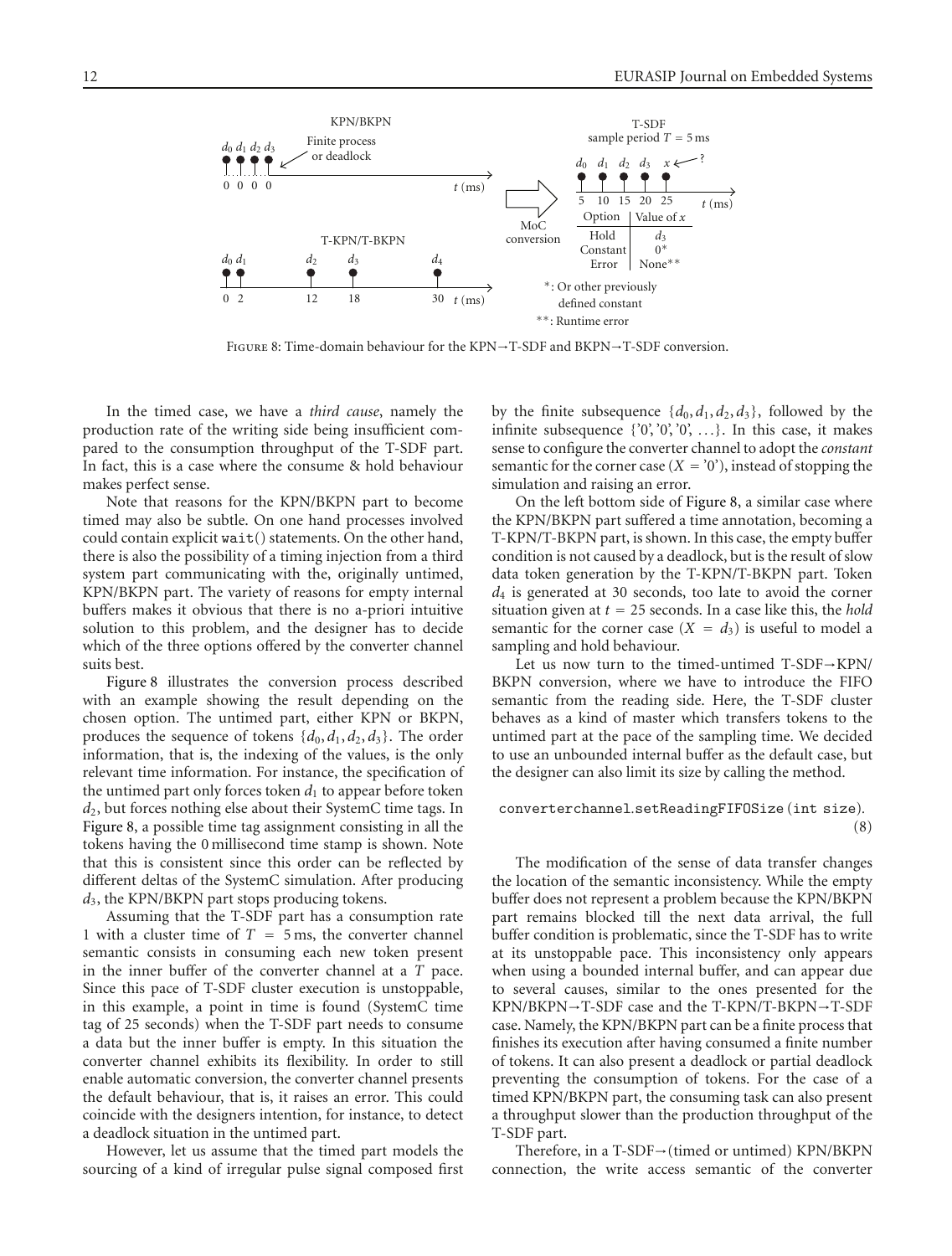Figure 8: Time-domain behaviour for the KPN→T-SDF and BKPN→T-SDF conversion.

In the timed case, we have a *third cause*, namely the production rate of the writing side being insufficient compared to the consumption throughput of the T-SDF part. In fact, this is a case where the consume & hold behaviour makes perfect sense.

Note that reasons for the KPN/BKPN part to become timed may also be subtle. On one hand processes involved could contain explicit `wait()` statements. On the other hand, there is also the possibility of a timing injection from a third system part communicating with the, originally untimed, KPN/BKPN part. The variety of reasons for empty internal buffers makes it obvious that there is no a-priori intuitive solution to this problem, and the designer has to decide which of the three options offered by the converter channel suits best.

Figure 8 illustrates the conversion process described with an example showing the result depending on the chosen option. The untimed part, either KPN or BKPN, produces the sequence of tokens $\{d_0, d_1, d_2, d_3\}$. The order information, that is, the indexing of the values, is the only relevant time information. For instance, the specification of the untimed part only forces token $d_1$ to appear before token $d_2$, but forces nothing else about their SystemC time tags. In Figure 8, a possible time tag assignment consisting in all the tokens having the 0 millisecond time stamp is shown. Note that this is consistent since this order can be reflected by different deltas of the SystemC simulation. After producing $d_3$, the KPN/BKPN part stops producing tokens.

Assuming that the T-SDF part has a consumption rate 1 with a cluster time of $T = 5$ ms, the converter channel semantic consists in consuming each new token present in the inner buffer of the converter channel at a $T$ pace. Since this pace of T-SDF cluster execution is unstoppable, in this example, a point in time is found (SystemC time tag of 25 seconds) when the T-SDF part needs to consume a data but the inner buffer is empty. In this situation the converter channel exhibits its flexibility. In order to still enable automatic conversion, the converter channel presents the default behaviour, that is, it raises an error. This could coincide with the designers intention, for instance, to detect a deadlock situation in the untimed part.

However, let us assume that the timed part models the sourcing of a kind of irregular pulse signal composed first by the finite subsequence $\{d_0, d_1, d_2, d_3\}$, followed by the infinite subsequence {'0', '0', '0', ...}. In this case, it makes sense to configure the converter channel to adopt the *constant* semantic for the corner case ($X =$ '0'), instead of stopping the simulation and raising an error.

On the left bottom side of Figure 8, a similar case where the KPN/BKPN part suffered a time annotation, becoming a T-KPN/T-BKPN part, is shown. In this case, the empty buffer condition is not caused by a deadlock, but is the result of slow data token generation by the T-KPN/T-BKPN part. Token $d_4$ is generated at 30 seconds, too late to avoid the corner situation given at $t = 25$ seconds. In a case like this, the *hold* semantic for the corner case ($X = d_3$) is useful to model a sampling and hold behaviour.

Let us now turn to the timed-untimed T-SDF→KPN/BKPN conversion, where we have to introduce the FIFO semantic from the reading side. Here, the T-SDF cluster behaves as a kind of master which transfers tokens to the untimed part at the pace of the sampling time. We decided to use an unbounded internal buffer as the default case, but the designer can also limit its size by calling the method.

$$\texttt{converterchannel.setReadingFIFOSize(int size)}. \quad (8)$$

The modification of the sense of data transfer changes the location of the semantic inconsistency. While the empty buffer does not represent a problem because the KPN/BKPN part remains blocked till the next data arrival, the full buffer condition is problematic, since the T-SDF has to write at its unstoppable pace. This inconsistency only appears when using a bounded internal buffer, and can appear due to several causes, similar to the ones presented for the KPN/BKPN→T-SDF case and the T-KPN/T-BKPN→T-SDF case. Namely, the KPN/BKPN part can be a finite process that finishes its execution after having consumed a finite number of tokens. It can also present a deadlock or partial deadlock preventing the consumption of tokens. For the case of a timed KPN/BKPN part, the consuming task can also present a throughput slower than the production throughput of the T-SDF part.

Therefore, in a T-SDF→(timed or untimed) KPN/BKPN connection, the write access semantic of the converter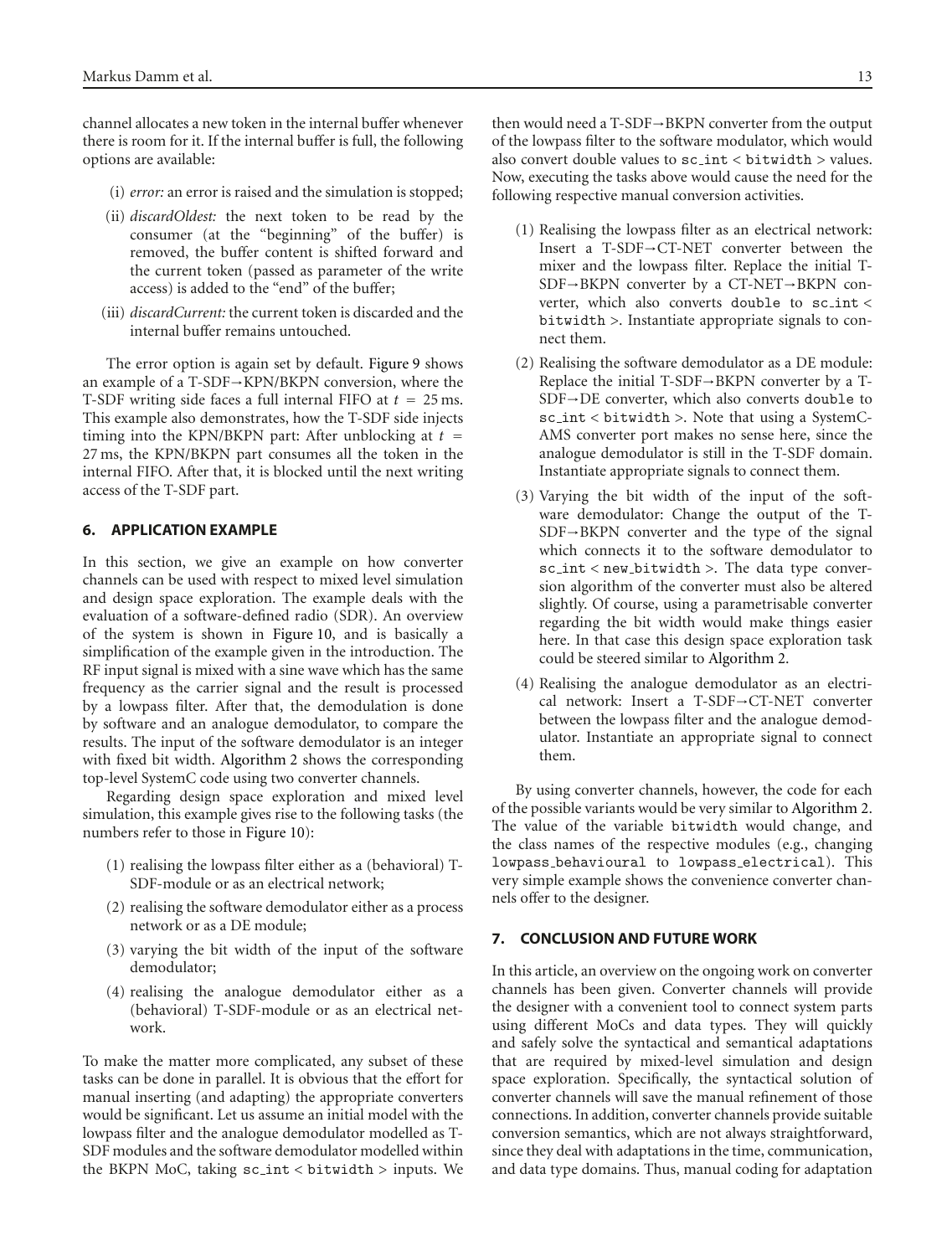channel allocates a new token in the internal buffer whenever there is room for it. If the internal buffer is full, the following options are available:

(i) *error:* an error is raised and the simulation is stopped;

(ii) *discardOldest:* the next token to be read by the consumer (at the "beginning" of the buffer) is removed, the buffer content is shifted forward and the current token (passed as parameter of the write access) is added to the "end" of the buffer;

(iii) *discardCurrent:* the current token is discarded and the internal buffer remains untouched.

The error option is again set by default. Figure 9 shows an example of a T-SDF→KPN/BKPN conversion, where the T-SDF writing side faces a full internal FIFO at $t = 25$ ms. This example also demonstrates, how the T-SDF side injects timing into the KPN/BKPN part: After unblocking at $t = 27$ ms, the KPN/BKPN part consumes all the token in the internal FIFO. After that, it is blocked until the next writing access of the T-SDF part.

## 6. APPLICATION EXAMPLE

In this section, we give an example on how converter channels can be used with respect to mixed level simulation and design space exploration. The example deals with the evaluation of a software-defined radio (SDR). An overview of the system is shown in Figure 10, and is basically a simplification of the example given in the introduction. The RF input signal is mixed with a sine wave which has the same frequency as the carrier signal and the result is processed by a lowpass filter. After that, the demodulation is done by software and an analogue demodulator, to compare the results. The input of the software demodulator is an integer with fixed bit width. Algorithm 2 shows the corresponding top-level SystemC code using two converter channels.

Regarding design space exploration and mixed level simulation, this example gives rise to the following tasks (the numbers refer to those in Figure 10):

(1) realising the lowpass filter either as a (behavioral) T-SDF-module or as an electrical network;

(2) realising the software demodulator either as a process network or as a DE module;

(3) varying the bit width of the input of the software demodulator;

(4) realising the analogue demodulator either as a (behavioral) T-SDF-module or as an electrical network.

To make the matter more complicated, any subset of these tasks can be done in parallel. It is obvious that the effort for manual inserting (and adapting) the appropriate converters would be significant. Let us assume an initial model with the lowpass filter and the analogue demodulator modelled as T-SDF modules and the software demodulator modelled within the BKPN MoC, taking `sc_int < bitwidth >` inputs. We then would need a T-SDF→BKPN converter from the output of the lowpass filter to the software modulator, which would also convert double values to `sc_int < bitwidth >` values. Now, executing the tasks above would cause the need for the following respective manual conversion activities.

(1) Realising the lowpass filter as an electrical network: Insert a T-SDF→CT-NET converter between the mixer and the lowpass filter. Replace the initial T-SDF→BKPN converter by a CT-NET→BKPN converter, which also converts `double` to `sc_int < bitwidth >`. Instantiate appropriate signals to connect them.

(2) Realising the software demodulator as a DE module: Replace the initial T-SDF→BKPN converter by a T-SDF→DE converter, which also converts `double` to `sc_int < bitwidth >`. Note that using a SystemC-AMS converter port makes no sense here, since the analogue demodulator is still in the T-SDF domain. Instantiate appropriate signals to connect them.

(3) Varying the bit width of the input of the software demodulator: Change the output of the T-SDF→BKPN converter and the type of the signal which connects it to the software demodulator to `sc_int < new_bitwidth >`. The data type conversion algorithm of the converter must also be altered slightly. Of course, using a parametrisable converter regarding the bit width would make things easier here. In that case this design space exploration task could be steered similar to Algorithm 2.

(4) Realising the analogue demodulator as an electrical network: Insert a T-SDF→CT-NET converter between the lowpass filter and the analogue demodulator. Instantiate an appropriate signal to connect them.

By using converter channels, however, the code for each of the possible variants would be very similar to Algorithm 2. The value of the variable `bitwidth` would change, and the class names of the respective modules (e.g., changing `lowpass_behavioural` to `lowpass_electrical`). This very simple example shows the convenience converter channels offer to the designer.

## 7. CONCLUSION AND FUTURE WORK

In this article, an overview on the ongoing work on converter channels has been given. Converter channels will provide the designer with a convenient tool to connect system parts using different MoCs and data types. They will quickly and safely solve the syntactical and semantical adaptations that are required by mixed-level simulation and design space exploration. Specifically, the syntactical solution of converter channels will save the manual refinement of those connections. In addition, converter channels provide suitable conversion semantics, which are not always straightforward, since they deal with adaptations in the time, communication, and data type domains. Thus, manual coding for adaptation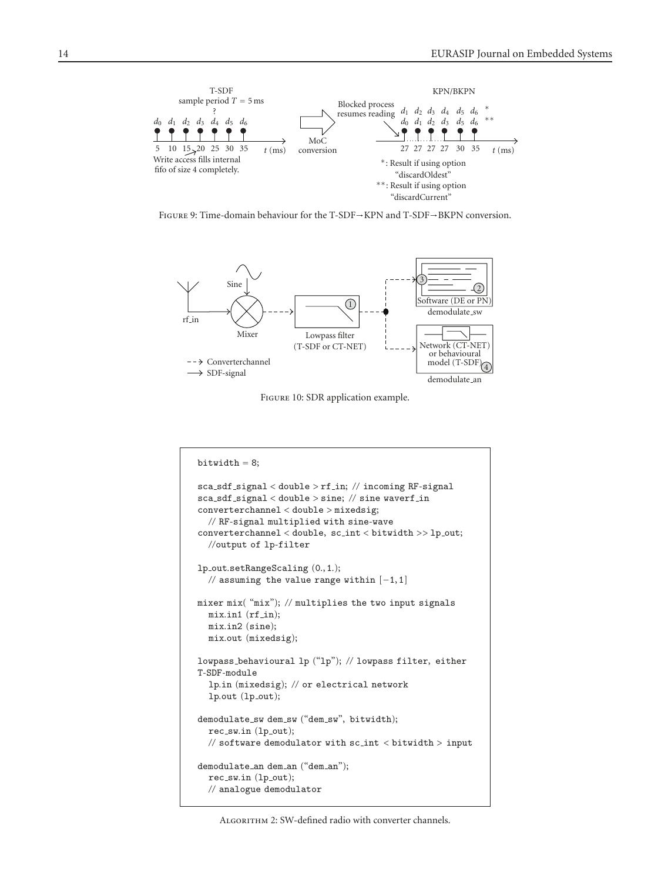Figure 9: Time-domain behaviour for the T-SDF→KPN and T-SDF→BKPN conversion.

Figure 10: SDR application example.

```
bitwidth = 8;

sca_sdf_signal < double > rf_in; // incoming RF-signal
sca_sdf_signal < double > sine; // sine waverf_in
converterchannel < double > mixedsig;
  // RF-signal multiplied with sine-wave
converterchannel < double, sc_int < bitwidth >> lp_out;
  //output of lp-filter

lp_out.setRangeScaling (0., 1.);
  // assuming the value range within [−1, 1]

mixer mix( "mix"); // multiplies the two input signals
  mix.in1 (rf_in);
  mix.in2 (sine);
  mix.out (mixedsig);

lowpass_behavioural lp ("lp"); // lowpass filter, either
T-SDF-module
  lp.in (mixedsig); // or electrical network
  lp.out (lp_out);

demodulate_sw dem_sw ("dem_sw", bitwidth);
  rec_sw.in (lp_out);
  // software demodulator with sc_int < bitwidth > input

demodulate_an dem_an ("dem_an");
  rec_sw.in (lp_out);
  // analogue demodulator
```

Algorithm 2: SW-defined radio with converter channels.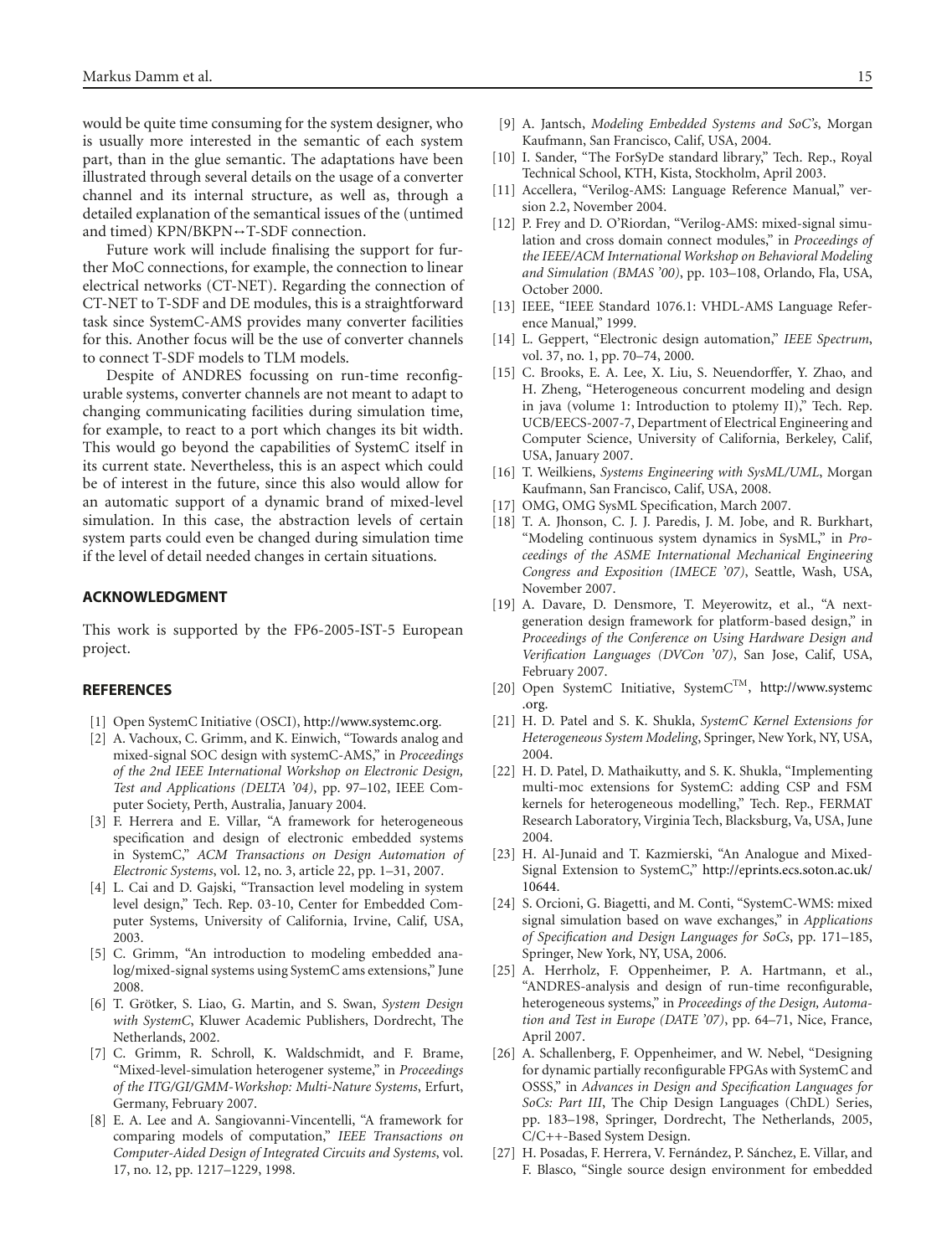would be quite time consuming for the system designer, who is usually more interested in the semantic of each system part, than in the glue semantic. The adaptations have been illustrated through several details on the usage of a converter channel and its internal structure, as well as, through a detailed explanation of the semantical issues of the (untimed and timed) KPN/BKPN↔T-SDF connection.

Future work will include finalising the support for further MoC connections, for example, the connection to linear electrical networks (CT-NET). Regarding the connection of CT-NET to T-SDF and DE modules, this is a straightforward task since SystemC-AMS provides many converter facilities for this. Another focus will be the use of converter channels to connect T-SDF models to TLM models.

Despite of ANDRES focussing on run-time reconfigurable systems, converter channels are not meant to adapt to changing communicating facilities during simulation time, for example, to react to a port which changes its bit width. This would go beyond the capabilities of SystemC itself in its current state. Nevertheless, this is an aspect which could be of interest in the future, since this also would allow for an automatic support of a dynamic brand of mixed-level simulation. In this case, the abstraction levels of certain system parts could even be changed during simulation time if the level of detail needed changes in certain situations.

## ACKNOWLEDGMENT

This work is supported by the FP6-2005-IST-5 European project.

## REFERENCES

[1] Open SystemC Initiative (OSCI), http://www.systemc.org.

[2] A. Vachoux, C. Grimm, and K. Einwich, "Towards analog and mixed-signal SOC design with systemC-AMS," in *Proceedings of the 2nd IEEE International Workshop on Electronic Design, Test and Applications (DELTA '04)*, pp. 97–102, IEEE Computer Society, Perth, Australia, January 2004.

[3] F. Herrera and E. Villar, "A framework for heterogeneous specification and design of electronic embedded systems in SystemC," *ACM Transactions on Design Automation of Electronic Systems*, vol. 12, no. 3, article 22, pp. 1–31, 2007.

[4] L. Cai and D. Gajski, "Transaction level modeling in system level design," Tech. Rep. 03-10, Center for Embedded Computer Systems, University of California, Irvine, Calif, USA, 2003.

[5] C. Grimm, "An introduction to modeling embedded analog/mixed-signal systems using SystemC ams extensions," June 2008.

[6] T. Grötker, S. Liao, G. Martin, and S. Swan, *System Design with SystemC*, Kluwer Academic Publishers, Dordrecht, The Netherlands, 2002.

[7] C. Grimm, R. Schroll, K. Waldschmidt, and F. Brame, "Mixed-level-simulation heterogener systeme," in *Proceedings of the ITG/GI/GMM-Workshop: Multi-Nature Systems*, Erfurt, Germany, February 2007.

[8] E. A. Lee and A. Sangiovanni-Vincentelli, "A framework for comparing models of computation," *IEEE Transactions on Computer-Aided Design of Integrated Circuits and Systems*, vol. 17, no. 12, pp. 1217–1229, 1998.

[9] A. Jantsch, *Modeling Embedded Systems and SoC's*, Morgan Kaufmann, San Francisco, Calif, USA, 2004.

[10] I. Sander, "The ForSyDe standard library," Tech. Rep., Royal Technical School, KTH, Kista, Stockholm, April 2003.

[11] Accellera, "Verilog-AMS: Language Reference Manual," version 2.2, November 2004.

[12] P. Frey and D. O'Riordan, "Verilog-AMS: mixed-signal simulation and cross domain connect modules," in *Proceedings of the IEEE/ACM International Workshop on Behavioral Modeling and Simulation (BMAS '00)*, pp. 103–108, Orlando, Fla, USA, October 2000.

[13] IEEE, "IEEE Standard 1076.1: VHDL-AMS Language Reference Manual," 1999.

[14] L. Geppert, "Electronic design automation," *IEEE Spectrum*, vol. 37, no. 1, pp. 70–74, 2000.

[15] C. Brooks, E. A. Lee, X. Liu, S. Neuendorffer, Y. Zhao, and H. Zheng, "Heterogeneous concurrent modeling and design in java (volume 1: Introduction to ptolemy II)," Tech. Rep. UCB/EECS-2007-7, Department of Electrical Engineering and Computer Science, University of California, Berkeley, Calif, USA, January 2007.

[16] T. Weilkiens, *Systems Engineering with SysML/UML*, Morgan Kaufmann, San Francisco, Calif, USA, 2008.

[17] OMG, OMG SysML Specification, March 2007.

[18] T. A. Jhonson, C. J. J. Paredis, J. M. Jobe, and R. Burkhart, "Modeling continuous system dynamics in SysML," in *Proceedings of the ASME International Mechanical Engineering Congress and Exposition (IMECE '07)*, Seattle, Wash, USA, November 2007.

[19] A. Davare, D. Densmore, T. Meyerowitz, et al., "A next-generation design framework for platform-based design," in *Proceedings of the Conference on Using Hardware Design and Verification Languages (DVCon '07)*, San Jose, Calif, USA, February 2007.

[20] Open SystemC Initiative, SystemC™, http://www.systemc.org.

[21] H. D. Patel and S. K. Shukla, *SystemC Kernel Extensions for Heterogeneous System Modeling*, Springer, New York, NY, USA, 2004.

[22] H. D. Patel, D. Mathaikutty, and S. K. Shukla, "Implementing multi-moc extensions for SystemC: adding CSP and FSM kernels for heterogeneous modelling," Tech. Rep., FERMAT Research Laboratory, Virginia Tech, Blacksburg, Va, USA, June 2004.

[23] H. Al-Junaid and T. Kazmierski, "An Analogue and Mixed-Signal Extension to SystemC," http://eprints.ecs.soton.ac.uk/10644.

[24] S. Orcioni, G. Biagetti, and M. Conti, "SystemC-WMS: mixed signal simulation based on wave exchanges," in *Applications of Specification and Design Languages for SoCs*, pp. 171–185, Springer, New York, NY, USA, 2006.

[25] A. Herrholz, F. Oppenheimer, P. A. Hartmann, et al., "ANDRES-analysis and design of run-time reconfigurable, heterogeneous systems," in *Proceedings of the Design, Automation and Test in Europe (DATE '07)*, pp. 64–71, Nice, France, April 2007.

[26] A. Schallenberg, F. Oppenheimer, and W. Nebel, "Designing for dynamic partially reconfigurable FPGAs with SystemC and OSSS," in *Advances in Design and Specification Languages for SoCs: Part III*, The Chip Design Languages (ChDL) Series, pp. 183–198, Springer, Dordrecht, The Netherlands, 2005, C/C++-Based System Design.

[27] H. Posadas, F. Herrera, V. Fernández, P. Sánchez, E. Villar, and F. Blasco, "Single source design environment for embedded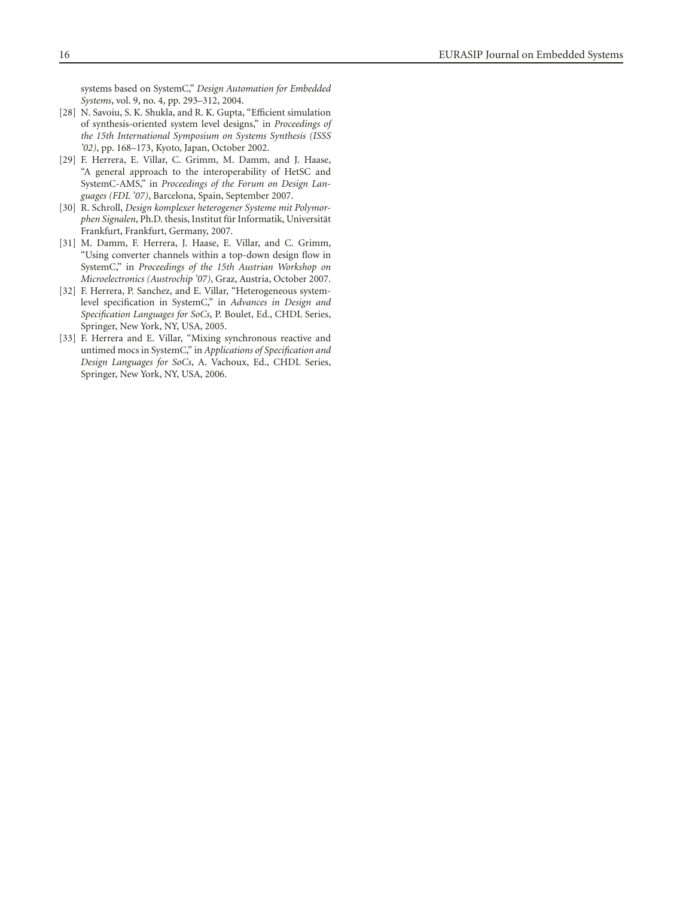systems based on SystemC," *Design Automation for Embedded Systems*, vol. 9, no. 4, pp. 293–312, 2004.

[28] N. Savoiu, S. K. Shukla, and R. K. Gupta, "Efficient simulation of synthesis-oriented system level designs," in *Proceedings of the 15th International Symposium on Systems Synthesis (ISSS '02)*, pp. 168–173, Kyoto, Japan, October 2002.

[29] F. Herrera, E. Villar, C. Grimm, M. Damm, and J. Haase, "A general approach to the interoperability of HetSC and SystemC-AMS," in *Proceedings of the Forum on Design Languages (FDL '07)*, Barcelona, Spain, September 2007.

[30] R. Schroll, *Design komplexer heterogener Systeme mit Polymorphen Signalen*, Ph.D. thesis, Institut für Informatik, Universität Frankfurt, Frankfurt, Germany, 2007.

[31] M. Damm, F. Herrera, J. Haase, E. Villar, and C. Grimm, "Using converter channels within a top-down design flow in SystemC," in *Proceedings of the 15th Austrian Workshop on Microelectronics (Austrochip '07)*, Graz, Austria, October 2007.

[32] F. Herrera, P. Sanchez, and E. Villar, "Heterogeneous system-level specification in SystemC," in *Advances in Design and Specification Languages for SoCs*, P. Boulet, Ed., CHDL Series, Springer, New York, NY, USA, 2005.

[33] F. Herrera and E. Villar, "Mixing synchronous reactive and untimed mocs in SystemC," in *Applications of Specification and Design Languages for SoCs*, A. Vachoux, Ed., CHDL Series, Springer, New York, NY, USA, 2006.